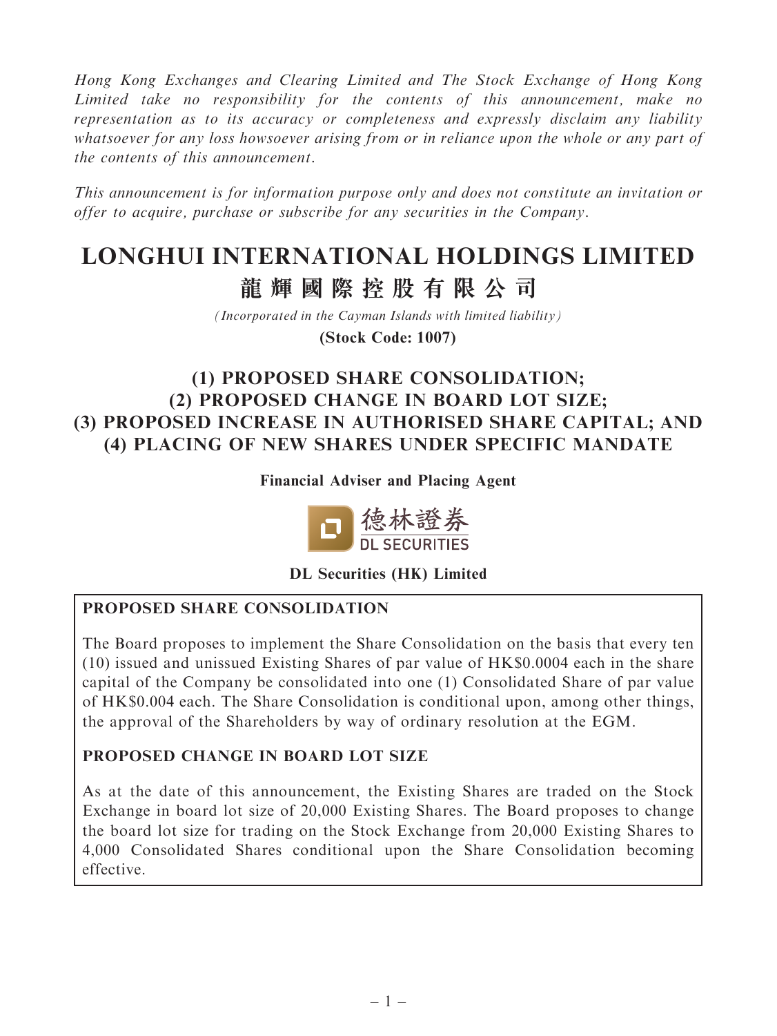*Hong Kong Exchanges and Clearing Limited and The Stock Exchange of Hong Kong Limited take no responsibility for the contents of this announcement, make no representation as to its accuracy or completeness and expressly disclaim any liability whatsoever for any loss howsoever arising from or in reliance upon the whole or any part of the contents of this announcement.*

*This announcement is for information purpose only and does not constitute an invitation or offer to acquire, purchase or subscribe for any securities in the Company.*

# LONGHUI INTERNATIONAL HOLDINGS LIMITED
# 龍輝國際控股有限公司

*(Incorporated in the Cayman Islands with limited liability)*

**(Stock Code: 1007)**

## (1) PROPOSED SHARE CONSOLIDATION; (2) PROPOSED CHANGE IN BOARD LOT SIZE; (3) PROPOSED INCREASE IN AUTHORISED SHARE CAPITAL; AND (4) PLACING OF NEW SHARES UNDER SPECIFIC MANDATE

**Financial Adviser and Placing Agent**

德林證券
DL SECURITIES

**DL Securities (HK) Limited**

### PROPOSED SHARE CONSOLIDATION

The Board proposes to implement the Share Consolidation on the basis that every ten (10) issued and unissued Existing Shares of par value of HK$0.0004 each in the share capital of the Company be consolidated into one (1) Consolidated Share of par value of HK$0.004 each. The Share Consolidation is conditional upon, among other things, the approval of the Shareholders by way of ordinary resolution at the EGM.

### PROPOSED CHANGE IN BOARD LOT SIZE

As at the date of this announcement, the Existing Shares are traded on the Stock Exchange in board lot size of 20,000 Existing Shares. The Board proposes to change the board lot size for trading on the Stock Exchange from 20,000 Existing Shares to 4,000 Consolidated Shares conditional upon the Share Consolidation becoming effective.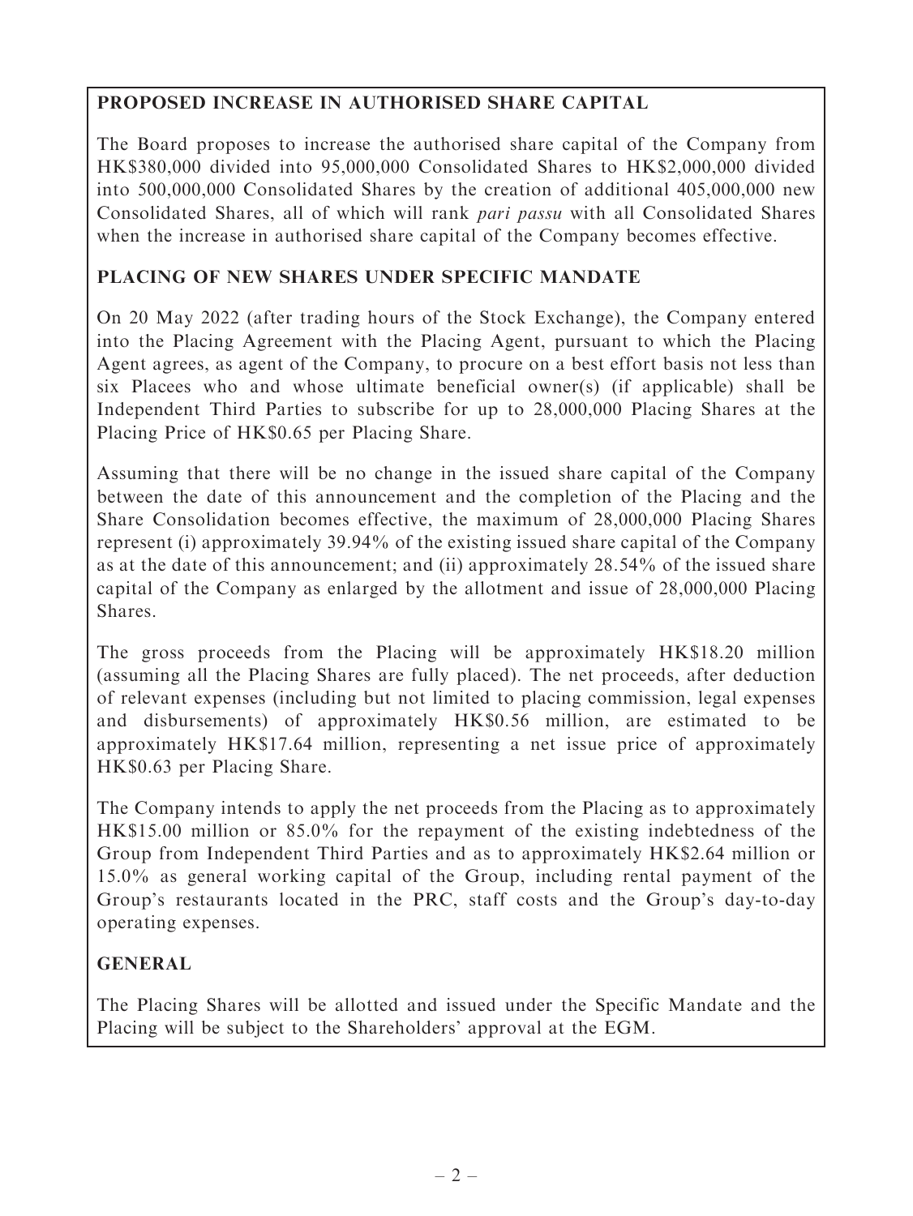## PROPOSED INCREASE IN AUTHORISED SHARE CAPITAL

The Board proposes to increase the authorised share capital of the Company from HK$380,000 divided into 95,000,000 Consolidated Shares to HK$2,000,000 divided into 500,000,000 Consolidated Shares by the creation of additional 405,000,000 new Consolidated Shares, all of which will rank *pari passu* with all Consolidated Shares when the increase in authorised share capital of the Company becomes effective.

## PLACING OF NEW SHARES UNDER SPECIFIC MANDATE

On 20 May 2022 (after trading hours of the Stock Exchange), the Company entered into the Placing Agreement with the Placing Agent, pursuant to which the Placing Agent agrees, as agent of the Company, to procure on a best effort basis not less than six Placees who and whose ultimate beneficial owner(s) (if applicable) shall be Independent Third Parties to subscribe for up to 28,000,000 Placing Shares at the Placing Price of HK$0.65 per Placing Share.

Assuming that there will be no change in the issued share capital of the Company between the date of this announcement and the completion of the Placing and the Share Consolidation becomes effective, the maximum of 28,000,000 Placing Shares represent (i) approximately 39.94% of the existing issued share capital of the Company as at the date of this announcement; and (ii) approximately 28.54% of the issued share capital of the Company as enlarged by the allotment and issue of 28,000,000 Placing Shares.

The gross proceeds from the Placing will be approximately HK$18.20 million (assuming all the Placing Shares are fully placed). The net proceeds, after deduction of relevant expenses (including but not limited to placing commission, legal expenses and disbursements) of approximately HK$0.56 million, are estimated to be approximately HK$17.64 million, representing a net issue price of approximately HK$0.63 per Placing Share.

The Company intends to apply the net proceeds from the Placing as to approximately HK$15.00 million or 85.0% for the repayment of the existing indebtedness of the Group from Independent Third Parties and as to approximately HK$2.64 million or 15.0% as general working capital of the Group, including rental payment of the Group's restaurants located in the PRC, staff costs and the Group's day-to-day operating expenses.

## GENERAL

The Placing Shares will be allotted and issued under the Specific Mandate and the Placing will be subject to the Shareholders' approval at the EGM.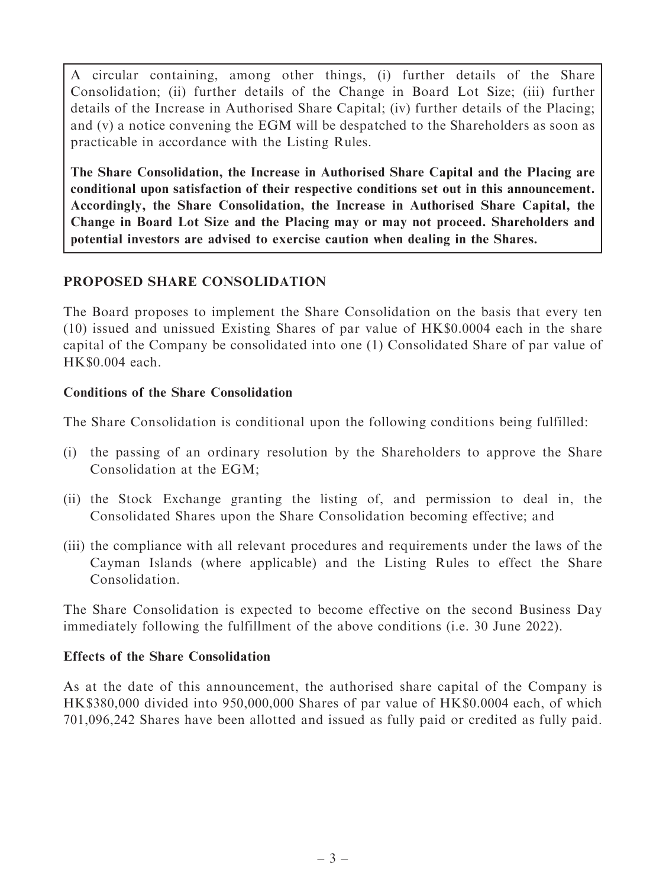A circular containing, among other things, (i) further details of the Share Consolidation; (ii) further details of the Change in Board Lot Size; (iii) further details of the Increase in Authorised Share Capital; (iv) further details of the Placing; and (v) a notice convening the EGM will be despatched to the Shareholders as soon as practicable in accordance with the Listing Rules.

**The Share Consolidation, the Increase in Authorised Share Capital and the Placing are conditional upon satisfaction of their respective conditions set out in this announcement. Accordingly, the Share Consolidation, the Increase in Authorised Share Capital, the Change in Board Lot Size and the Placing may or may not proceed. Shareholders and potential investors are advised to exercise caution when dealing in the Shares.**

## PROPOSED SHARE CONSOLIDATION

The Board proposes to implement the Share Consolidation on the basis that every ten (10) issued and unissued Existing Shares of par value of HK$0.0004 each in the share capital of the Company be consolidated into one (1) Consolidated Share of par value of HK$0.004 each.

### Conditions of the Share Consolidation

The Share Consolidation is conditional upon the following conditions being fulfilled:

(i) the passing of an ordinary resolution by the Shareholders to approve the Share Consolidation at the EGM;

(ii) the Stock Exchange granting the listing of, and permission to deal in, the Consolidated Shares upon the Share Consolidation becoming effective; and

(iii) the compliance with all relevant procedures and requirements under the laws of the Cayman Islands (where applicable) and the Listing Rules to effect the Share Consolidation.

The Share Consolidation is expected to become effective on the second Business Day immediately following the fulfillment of the above conditions (i.e. 30 June 2022).

### Effects of the Share Consolidation

As at the date of this announcement, the authorised share capital of the Company is HK$380,000 divided into 950,000,000 Shares of par value of HK$0.0004 each, of which 701,096,242 Shares have been allotted and issued as fully paid or credited as fully paid.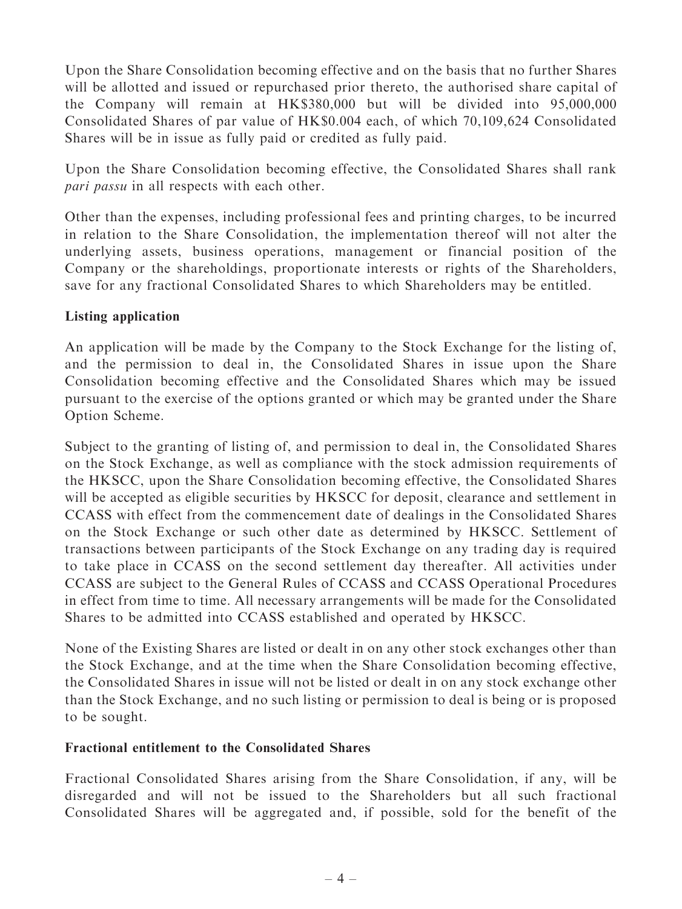Upon the Share Consolidation becoming effective and on the basis that no further Shares will be allotted and issued or repurchased prior thereto, the authorised share capital of the Company will remain at HK$380,000 but will be divided into 95,000,000 Consolidated Shares of par value of HK$0.004 each, of which 70,109,624 Consolidated Shares will be in issue as fully paid or credited as fully paid.

Upon the Share Consolidation becoming effective, the Consolidated Shares shall rank *pari passu* in all respects with each other.

Other than the expenses, including professional fees and printing charges, to be incurred in relation to the Share Consolidation, the implementation thereof will not alter the underlying assets, business operations, management or financial position of the Company or the shareholdings, proportionate interests or rights of the Shareholders, save for any fractional Consolidated Shares to which Shareholders may be entitled.

**Listing application**

An application will be made by the Company to the Stock Exchange for the listing of, and the permission to deal in, the Consolidated Shares in issue upon the Share Consolidation becoming effective and the Consolidated Shares which may be issued pursuant to the exercise of the options granted or which may be granted under the Share Option Scheme.

Subject to the granting of listing of, and permission to deal in, the Consolidated Shares on the Stock Exchange, as well as compliance with the stock admission requirements of the HKSCC, upon the Share Consolidation becoming effective, the Consolidated Shares will be accepted as eligible securities by HKSCC for deposit, clearance and settlement in CCASS with effect from the commencement date of dealings in the Consolidated Shares on the Stock Exchange or such other date as determined by HKSCC. Settlement of transactions between participants of the Stock Exchange on any trading day is required to take place in CCASS on the second settlement day thereafter. All activities under CCASS are subject to the General Rules of CCASS and CCASS Operational Procedures in effect from time to time. All necessary arrangements will be made for the Consolidated Shares to be admitted into CCASS established and operated by HKSCC.

None of the Existing Shares are listed or dealt in on any other stock exchanges other than the Stock Exchange, and at the time when the Share Consolidation becoming effective, the Consolidated Shares in issue will not be listed or dealt in on any stock exchange other than the Stock Exchange, and no such listing or permission to deal is being or is proposed to be sought.

**Fractional entitlement to the Consolidated Shares**

Fractional Consolidated Shares arising from the Share Consolidation, if any, will be disregarded and will not be issued to the Shareholders but all such fractional Consolidated Shares will be aggregated and, if possible, sold for the benefit of the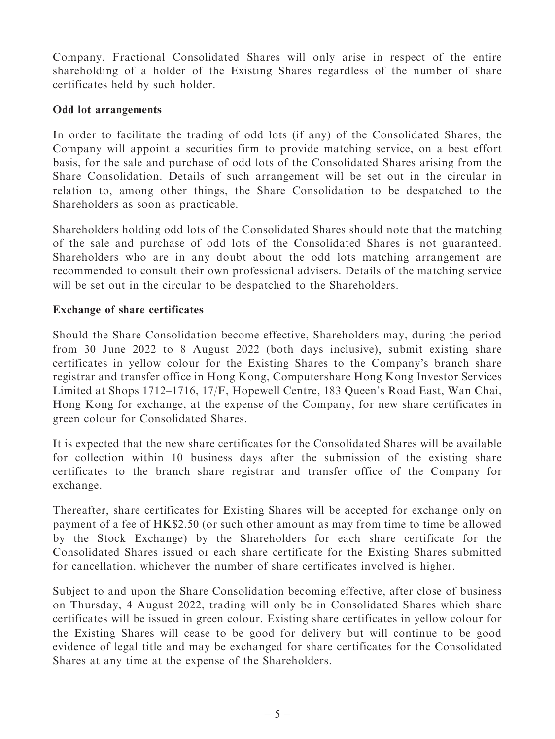Company. Fractional Consolidated Shares will only arise in respect of the entire shareholding of a holder of the Existing Shares regardless of the number of share certificates held by such holder.

**Odd lot arrangements**

In order to facilitate the trading of odd lots (if any) of the Consolidated Shares, the Company will appoint a securities firm to provide matching service, on a best effort basis, for the sale and purchase of odd lots of the Consolidated Shares arising from the Share Consolidation. Details of such arrangement will be set out in the circular in relation to, among other things, the Share Consolidation to be despatched to the Shareholders as soon as practicable.

Shareholders holding odd lots of the Consolidated Shares should note that the matching of the sale and purchase of odd lots of the Consolidated Shares is not guaranteed. Shareholders who are in any doubt about the odd lots matching arrangement are recommended to consult their own professional advisers. Details of the matching service will be set out in the circular to be despatched to the Shareholders.

**Exchange of share certificates**

Should the Share Consolidation become effective, Shareholders may, during the period from 30 June 2022 to 8 August 2022 (both days inclusive), submit existing share certificates in yellow colour for the Existing Shares to the Company's branch share registrar and transfer office in Hong Kong, Computershare Hong Kong Investor Services Limited at Shops 1712–1716, 17/F, Hopewell Centre, 183 Queen's Road East, Wan Chai, Hong Kong for exchange, at the expense of the Company, for new share certificates in green colour for Consolidated Shares.

It is expected that the new share certificates for the Consolidated Shares will be available for collection within 10 business days after the submission of the existing share certificates to the branch share registrar and transfer office of the Company for exchange.

Thereafter, share certificates for Existing Shares will be accepted for exchange only on payment of a fee of HK$2.50 (or such other amount as may from time to time be allowed by the Stock Exchange) by the Shareholders for each share certificate for the Consolidated Shares issued or each share certificate for the Existing Shares submitted for cancellation, whichever the number of share certificates involved is higher.

Subject to and upon the Share Consolidation becoming effective, after close of business on Thursday, 4 August 2022, trading will only be in Consolidated Shares which share certificates will be issued in green colour. Existing share certificates in yellow colour for the Existing Shares will cease to be good for delivery but will continue to be good evidence of legal title and may be exchanged for share certificates for the Consolidated Shares at any time at the expense of the Shareholders.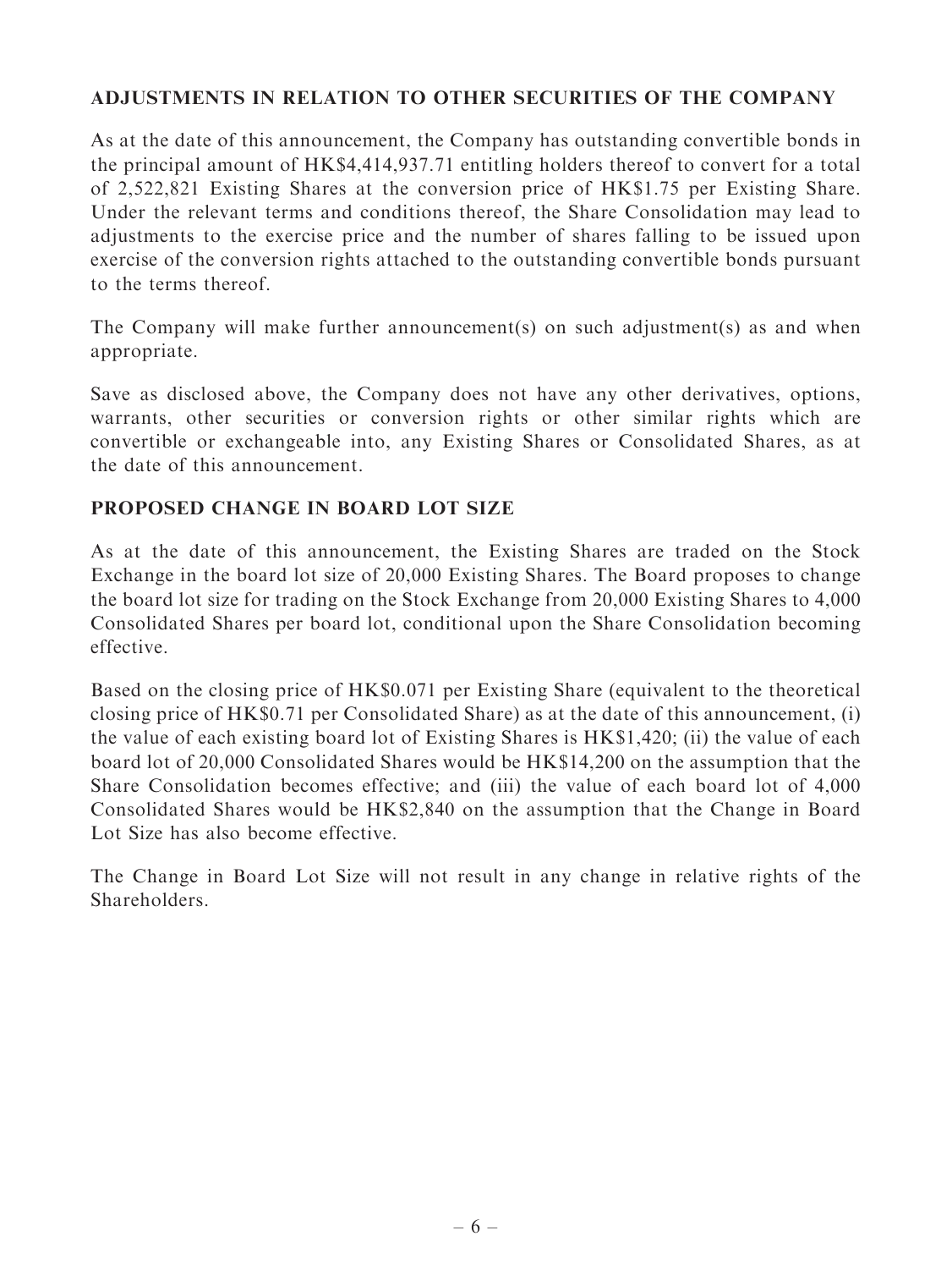## ADJUSTMENTS IN RELATION TO OTHER SECURITIES OF THE COMPANY

As at the date of this announcement, the Company has outstanding convertible bonds in the principal amount of HK$4,414,937.71 entitling holders thereof to convert for a total of 2,522,821 Existing Shares at the conversion price of HK$1.75 per Existing Share. Under the relevant terms and conditions thereof, the Share Consolidation may lead to adjustments to the exercise price and the number of shares falling to be issued upon exercise of the conversion rights attached to the outstanding convertible bonds pursuant to the terms thereof.

The Company will make further announcement(s) on such adjustment(s) as and when appropriate.

Save as disclosed above, the Company does not have any other derivatives, options, warrants, other securities or conversion rights or other similar rights which are convertible or exchangeable into, any Existing Shares or Consolidated Shares, as at the date of this announcement.

## PROPOSED CHANGE IN BOARD LOT SIZE

As at the date of this announcement, the Existing Shares are traded on the Stock Exchange in the board lot size of 20,000 Existing Shares. The Board proposes to change the board lot size for trading on the Stock Exchange from 20,000 Existing Shares to 4,000 Consolidated Shares per board lot, conditional upon the Share Consolidation becoming effective.

Based on the closing price of HK$0.071 per Existing Share (equivalent to the theoretical closing price of HK$0.71 per Consolidated Share) as at the date of this announcement, (i) the value of each existing board lot of Existing Shares is HK$1,420; (ii) the value of each board lot of 20,000 Consolidated Shares would be HK$14,200 on the assumption that the Share Consolidation becomes effective; and (iii) the value of each board lot of 4,000 Consolidated Shares would be HK$2,840 on the assumption that the Change in Board Lot Size has also become effective.

The Change in Board Lot Size will not result in any change in relative rights of the Shareholders.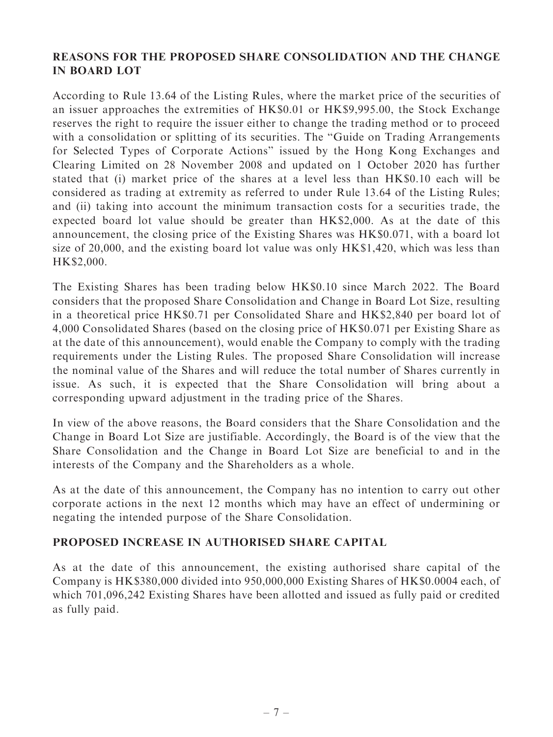## REASONS FOR THE PROPOSED SHARE CONSOLIDATION AND THE CHANGE IN BOARD LOT

According to Rule 13.64 of the Listing Rules, where the market price of the securities of an issuer approaches the extremities of HK$0.01 or HK$9,995.00, the Stock Exchange reserves the right to require the issuer either to change the trading method or to proceed with a consolidation or splitting of its securities. The "Guide on Trading Arrangements for Selected Types of Corporate Actions" issued by the Hong Kong Exchanges and Clearing Limited on 28 November 2008 and updated on 1 October 2020 has further stated that (i) market price of the shares at a level less than HK$0.10 each will be considered as trading at extremity as referred to under Rule 13.64 of the Listing Rules; and (ii) taking into account the minimum transaction costs for a securities trade, the expected board lot value should be greater than HK$2,000. As at the date of this announcement, the closing price of the Existing Shares was HK$0.071, with a board lot size of 20,000, and the existing board lot value was only HK$1,420, which was less than HK$2,000.

The Existing Shares has been trading below HK$0.10 since March 2022. The Board considers that the proposed Share Consolidation and Change in Board Lot Size, resulting in a theoretical price HK$0.71 per Consolidated Share and HK$2,840 per board lot of 4,000 Consolidated Shares (based on the closing price of HK$0.071 per Existing Share as at the date of this announcement), would enable the Company to comply with the trading requirements under the Listing Rules. The proposed Share Consolidation will increase the nominal value of the Shares and will reduce the total number of Shares currently in issue. As such, it is expected that the Share Consolidation will bring about a corresponding upward adjustment in the trading price of the Shares.

In view of the above reasons, the Board considers that the Share Consolidation and the Change in Board Lot Size are justifiable. Accordingly, the Board is of the view that the Share Consolidation and the Change in Board Lot Size are beneficial to and in the interests of the Company and the Shareholders as a whole.

As at the date of this announcement, the Company has no intention to carry out other corporate actions in the next 12 months which may have an effect of undermining or negating the intended purpose of the Share Consolidation.

## PROPOSED INCREASE IN AUTHORISED SHARE CAPITAL

As at the date of this announcement, the existing authorised share capital of the Company is HK$380,000 divided into 950,000,000 Existing Shares of HK$0.0004 each, of which 701,096,242 Existing Shares have been allotted and issued as fully paid or credited as fully paid.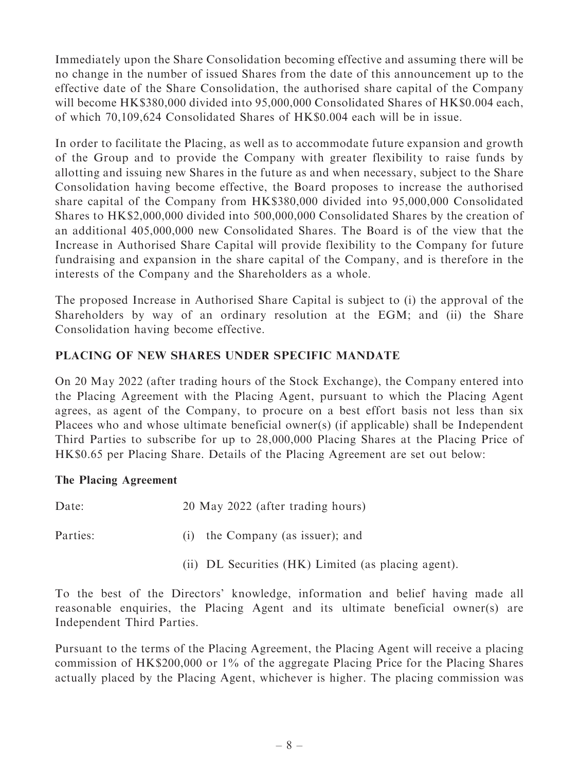Immediately upon the Share Consolidation becoming effective and assuming there will be no change in the number of issued Shares from the date of this announcement up to the effective date of the Share Consolidation, the authorised share capital of the Company will become HK$380,000 divided into 95,000,000 Consolidated Shares of HK$0.004 each, of which 70,109,624 Consolidated Shares of HK$0.004 each will be in issue.

In order to facilitate the Placing, as well as to accommodate future expansion and growth of the Group and to provide the Company with greater flexibility to raise funds by allotting and issuing new Shares in the future as and when necessary, subject to the Share Consolidation having become effective, the Board proposes to increase the authorised share capital of the Company from HK$380,000 divided into 95,000,000 Consolidated Shares to HK$2,000,000 divided into 500,000,000 Consolidated Shares by the creation of an additional 405,000,000 new Consolidated Shares. The Board is of the view that the Increase in Authorised Share Capital will provide flexibility to the Company for future fundraising and expansion in the share capital of the Company, and is therefore in the interests of the Company and the Shareholders as a whole.

The proposed Increase in Authorised Share Capital is subject to (i) the approval of the Shareholders by way of an ordinary resolution at the EGM; and (ii) the Share Consolidation having become effective.

## PLACING OF NEW SHARES UNDER SPECIFIC MANDATE

On 20 May 2022 (after trading hours of the Stock Exchange), the Company entered into the Placing Agreement with the Placing Agent, pursuant to which the Placing Agent agrees, as agent of the Company, to procure on a best effort basis not less than six Placees who and whose ultimate beneficial owner(s) (if applicable) shall be Independent Third Parties to subscribe for up to 28,000,000 Placing Shares at the Placing Price of HK$0.65 per Placing Share. Details of the Placing Agreement are set out below:

### The Placing Agreement

Date: 20 May 2022 (after trading hours)

Parties:
(i) the Company (as issuer); and
(ii) DL Securities (HK) Limited (as placing agent).

To the best of the Directors' knowledge, information and belief having made all reasonable enquiries, the Placing Agent and its ultimate beneficial owner(s) are Independent Third Parties.

Pursuant to the terms of the Placing Agreement, the Placing Agent will receive a placing commission of HK$200,000 or 1% of the aggregate Placing Price for the Placing Shares actually placed by the Placing Agent, whichever is higher. The placing commission was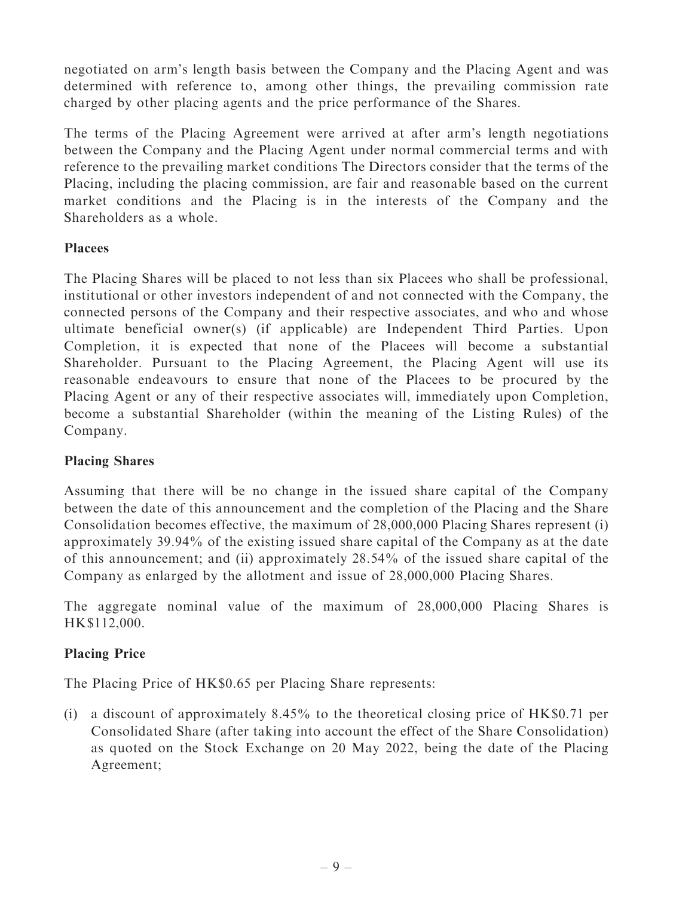negotiated on arm's length basis between the Company and the Placing Agent and was determined with reference to, among other things, the prevailing commission rate charged by other placing agents and the price performance of the Shares.

The terms of the Placing Agreement were arrived at after arm's length negotiations between the Company and the Placing Agent under normal commercial terms and with reference to the prevailing market conditions The Directors consider that the terms of the Placing, including the placing commission, are fair and reasonable based on the current market conditions and the Placing is in the interests of the Company and the Shareholders as a whole.

**Placees**

The Placing Shares will be placed to not less than six Placees who shall be professional, institutional or other investors independent of and not connected with the Company, the connected persons of the Company and their respective associates, and who and whose ultimate beneficial owner(s) (if applicable) are Independent Third Parties. Upon Completion, it is expected that none of the Placees will become a substantial Shareholder. Pursuant to the Placing Agreement, the Placing Agent will use its reasonable endeavours to ensure that none of the Placees to be procured by the Placing Agent or any of their respective associates will, immediately upon Completion, become a substantial Shareholder (within the meaning of the Listing Rules) of the Company.

**Placing Shares**

Assuming that there will be no change in the issued share capital of the Company between the date of this announcement and the completion of the Placing and the Share Consolidation becomes effective, the maximum of 28,000,000 Placing Shares represent (i) approximately 39.94% of the existing issued share capital of the Company as at the date of this announcement; and (ii) approximately 28.54% of the issued share capital of the Company as enlarged by the allotment and issue of 28,000,000 Placing Shares.

The aggregate nominal value of the maximum of 28,000,000 Placing Shares is HK$112,000.

**Placing Price**

The Placing Price of HK$0.65 per Placing Share represents:

(i) a discount of approximately 8.45% to the theoretical closing price of HK$0.71 per Consolidated Share (after taking into account the effect of the Share Consolidation) as quoted on the Stock Exchange on 20 May 2022, being the date of the Placing Agreement;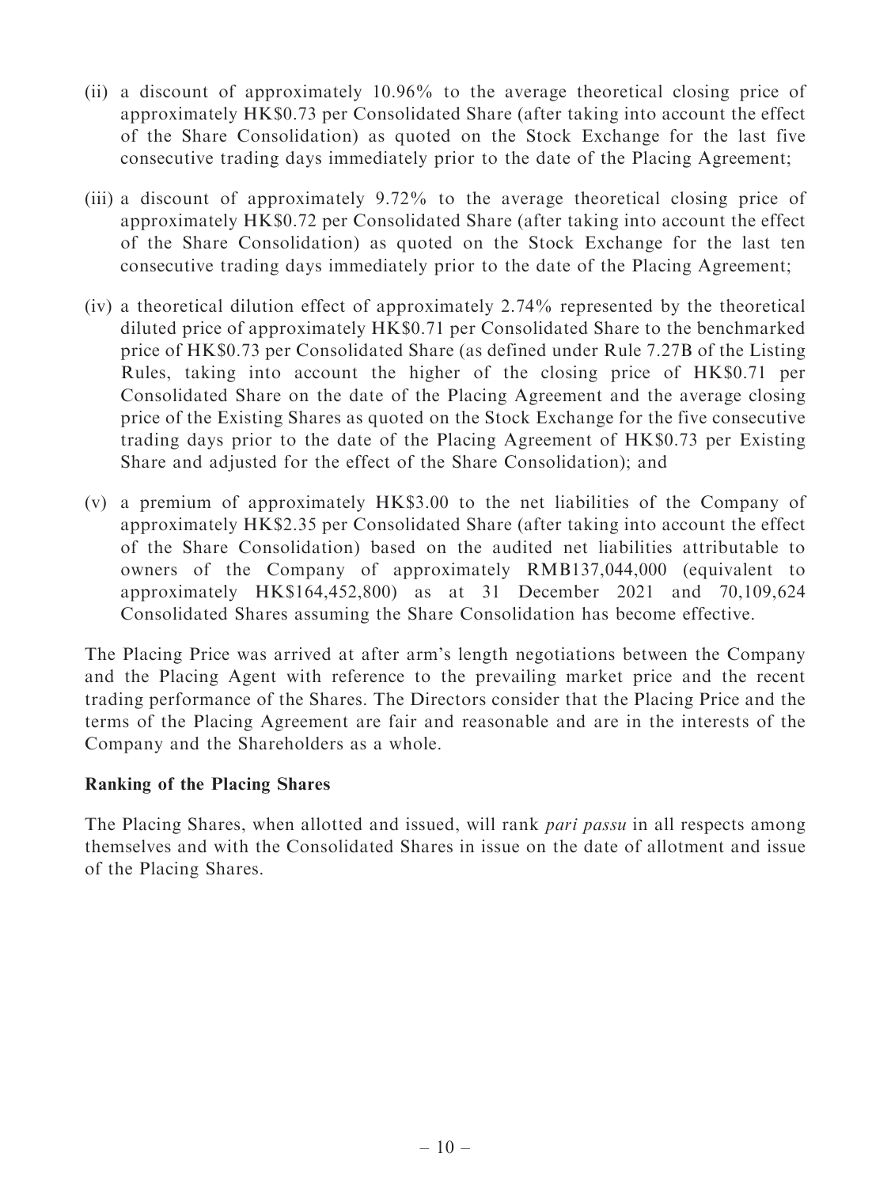(ii) a discount of approximately 10.96% to the average theoretical closing price of approximately HK$0.73 per Consolidated Share (after taking into account the effect of the Share Consolidation) as quoted on the Stock Exchange for the last five consecutive trading days immediately prior to the date of the Placing Agreement;

(iii) a discount of approximately 9.72% to the average theoretical closing price of approximately HK$0.72 per Consolidated Share (after taking into account the effect of the Share Consolidation) as quoted on the Stock Exchange for the last ten consecutive trading days immediately prior to the date of the Placing Agreement;

(iv) a theoretical dilution effect of approximately 2.74% represented by the theoretical diluted price of approximately HK$0.71 per Consolidated Share to the benchmarked price of HK$0.73 per Consolidated Share (as defined under Rule 7.27B of the Listing Rules, taking into account the higher of the closing price of HK$0.71 per Consolidated Share on the date of the Placing Agreement and the average closing price of the Existing Shares as quoted on the Stock Exchange for the five consecutive trading days prior to the date of the Placing Agreement of HK$0.73 per Existing Share and adjusted for the effect of the Share Consolidation); and

(v) a premium of approximately HK$3.00 to the net liabilities of the Company of approximately HK$2.35 per Consolidated Share (after taking into account the effect of the Share Consolidation) based on the audited net liabilities attributable to owners of the Company of approximately RMB137,044,000 (equivalent to approximately HK$164,452,800) as at 31 December 2021 and 70,109,624 Consolidated Shares assuming the Share Consolidation has become effective.

The Placing Price was arrived at after arm's length negotiations between the Company and the Placing Agent with reference to the prevailing market price and the recent trading performance of the Shares. The Directors consider that the Placing Price and the terms of the Placing Agreement are fair and reasonable and are in the interests of the Company and the Shareholders as a whole.

**Ranking of the Placing Shares**

The Placing Shares, when allotted and issued, will rank *pari passu* in all respects among themselves and with the Consolidated Shares in issue on the date of allotment and issue of the Placing Shares.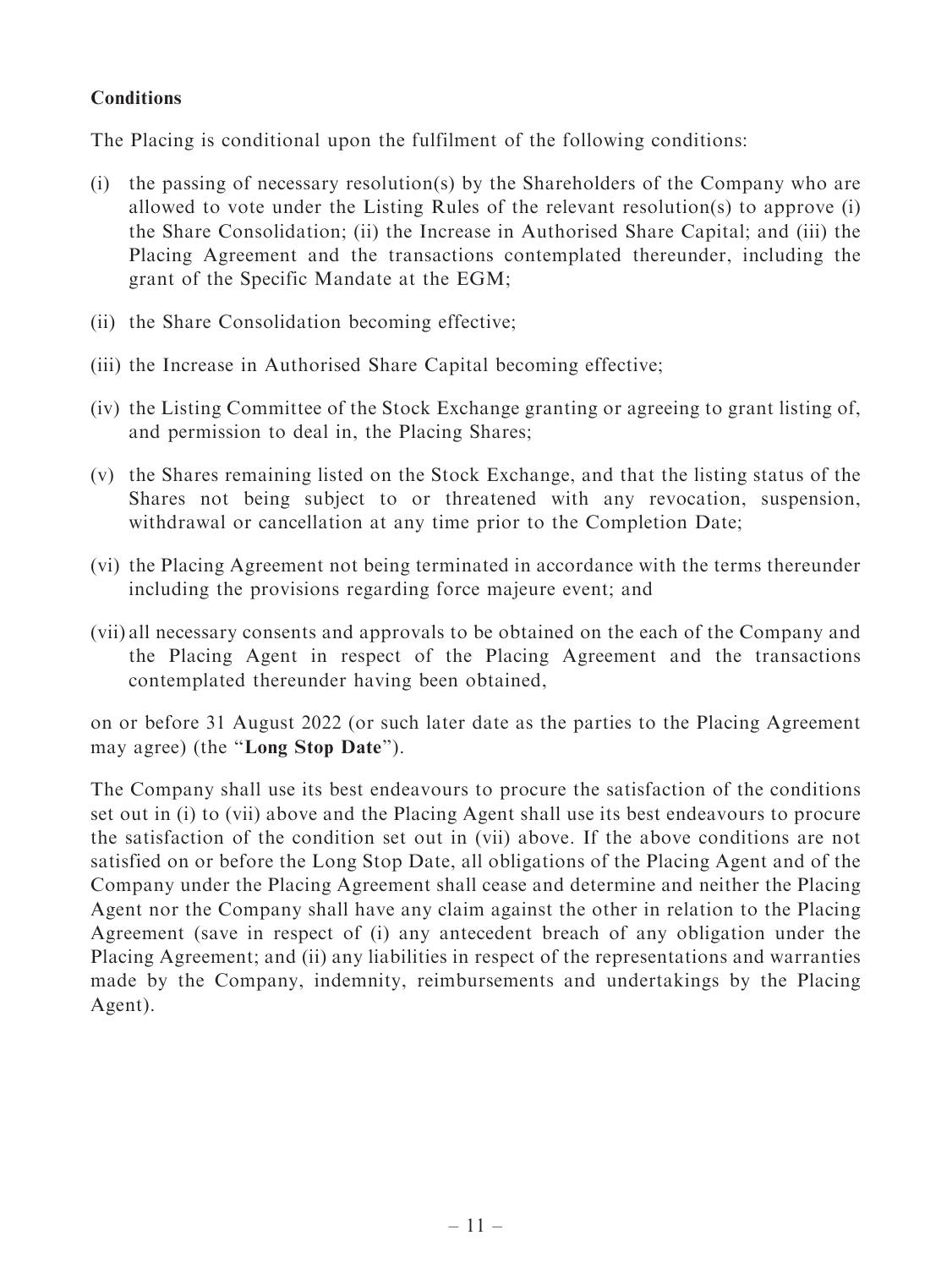**Conditions**

The Placing is conditional upon the fulfilment of the following conditions:

(i) the passing of necessary resolution(s) by the Shareholders of the Company who are allowed to vote under the Listing Rules of the relevant resolution(s) to approve (i) the Share Consolidation; (ii) the Increase in Authorised Share Capital; and (iii) the Placing Agreement and the transactions contemplated thereunder, including the grant of the Specific Mandate at the EGM;

(ii) the Share Consolidation becoming effective;

(iii) the Increase in Authorised Share Capital becoming effective;

(iv) the Listing Committee of the Stock Exchange granting or agreeing to grant listing of, and permission to deal in, the Placing Shares;

(v) the Shares remaining listed on the Stock Exchange, and that the listing status of the Shares not being subject to or threatened with any revocation, suspension, withdrawal or cancellation at any time prior to the Completion Date;

(vi) the Placing Agreement not being terminated in accordance with the terms thereunder including the provisions regarding force majeure event; and

(vii) all necessary consents and approvals to be obtained on the each of the Company and the Placing Agent in respect of the Placing Agreement and the transactions contemplated thereunder having been obtained,

on or before 31 August 2022 (or such later date as the parties to the Placing Agreement may agree) (the "**Long Stop Date**").

The Company shall use its best endeavours to procure the satisfaction of the conditions set out in (i) to (vii) above and the Placing Agent shall use its best endeavours to procure the satisfaction of the condition set out in (vii) above. If the above conditions are not satisfied on or before the Long Stop Date, all obligations of the Placing Agent and of the Company under the Placing Agreement shall cease and determine and neither the Placing Agent nor the Company shall have any claim against the other in relation to the Placing Agreement (save in respect of (i) any antecedent breach of any obligation under the Placing Agreement; and (ii) any liabilities in respect of the representations and warranties made by the Company, indemnity, reimbursements and undertakings by the Placing Agent).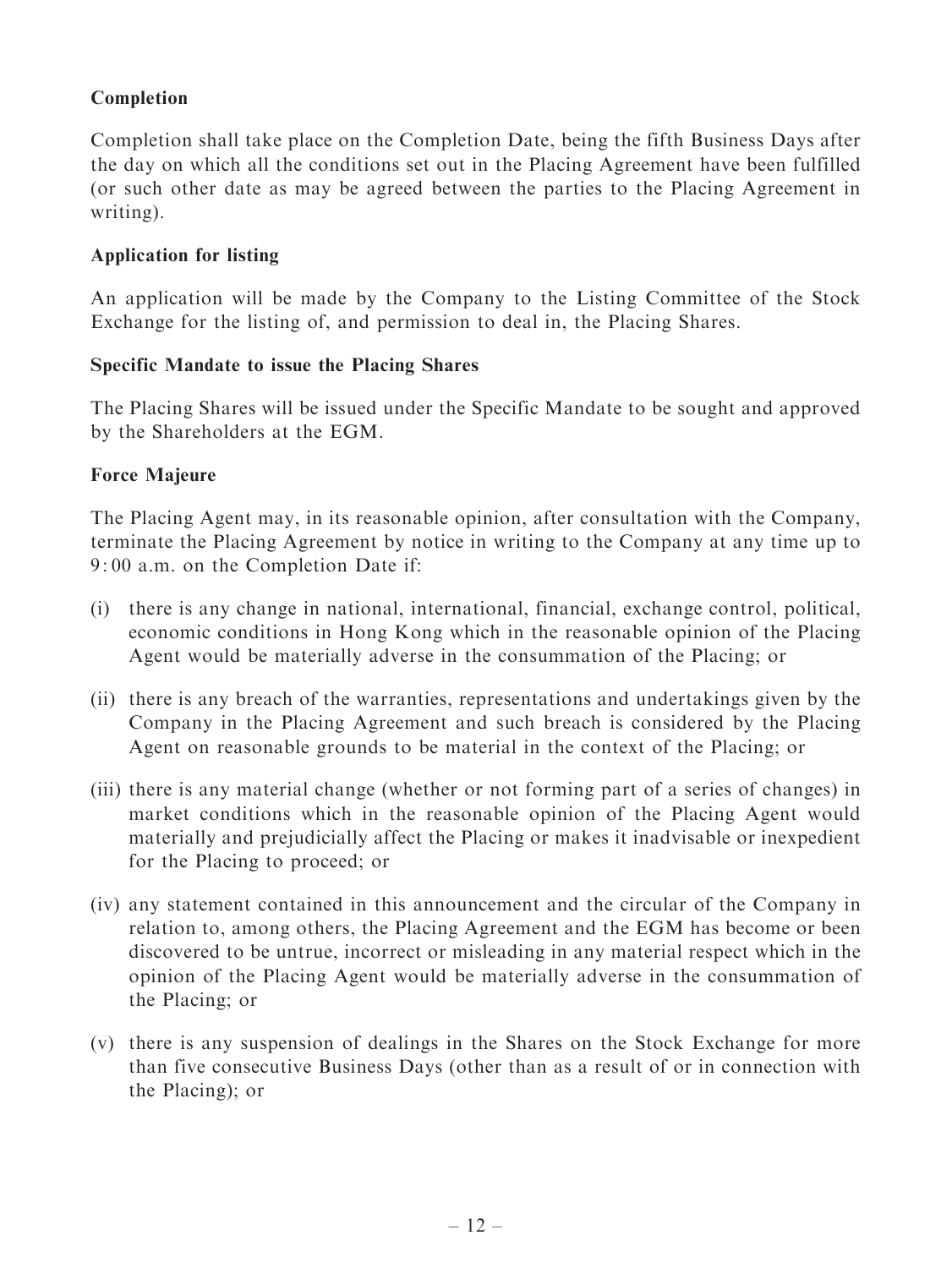**Completion**

Completion shall take place on the Completion Date, being the fifth Business Days after the day on which all the conditions set out in the Placing Agreement have been fulfilled (or such other date as may be agreed between the parties to the Placing Agreement in writing).

**Application for listing**

An application will be made by the Company to the Listing Committee of the Stock Exchange for the listing of, and permission to deal in, the Placing Shares.

**Specific Mandate to issue the Placing Shares**

The Placing Shares will be issued under the Specific Mandate to be sought and approved by the Shareholders at the EGM.

**Force Majeure**

The Placing Agent may, in its reasonable opinion, after consultation with the Company, terminate the Placing Agreement by notice in writing to the Company at any time up to 9:00 a.m. on the Completion Date if:

(i) there is any change in national, international, financial, exchange control, political, economic conditions in Hong Kong which in the reasonable opinion of the Placing Agent would be materially adverse in the consummation of the Placing; or

(ii) there is any breach of the warranties, representations and undertakings given by the Company in the Placing Agreement and such breach is considered by the Placing Agent on reasonable grounds to be material in the context of the Placing; or

(iii) there is any material change (whether or not forming part of a series of changes) in market conditions which in the reasonable opinion of the Placing Agent would materially and prejudicially affect the Placing or makes it inadvisable or inexpedient for the Placing to proceed; or

(iv) any statement contained in this announcement and the circular of the Company in relation to, among others, the Placing Agreement and the EGM has become or been discovered to be untrue, incorrect or misleading in any material respect which in the opinion of the Placing Agent would be materially adverse in the consummation of the Placing; or

(v) there is any suspension of dealings in the Shares on the Stock Exchange for more than five consecutive Business Days (other than as a result of or in connection with the Placing); or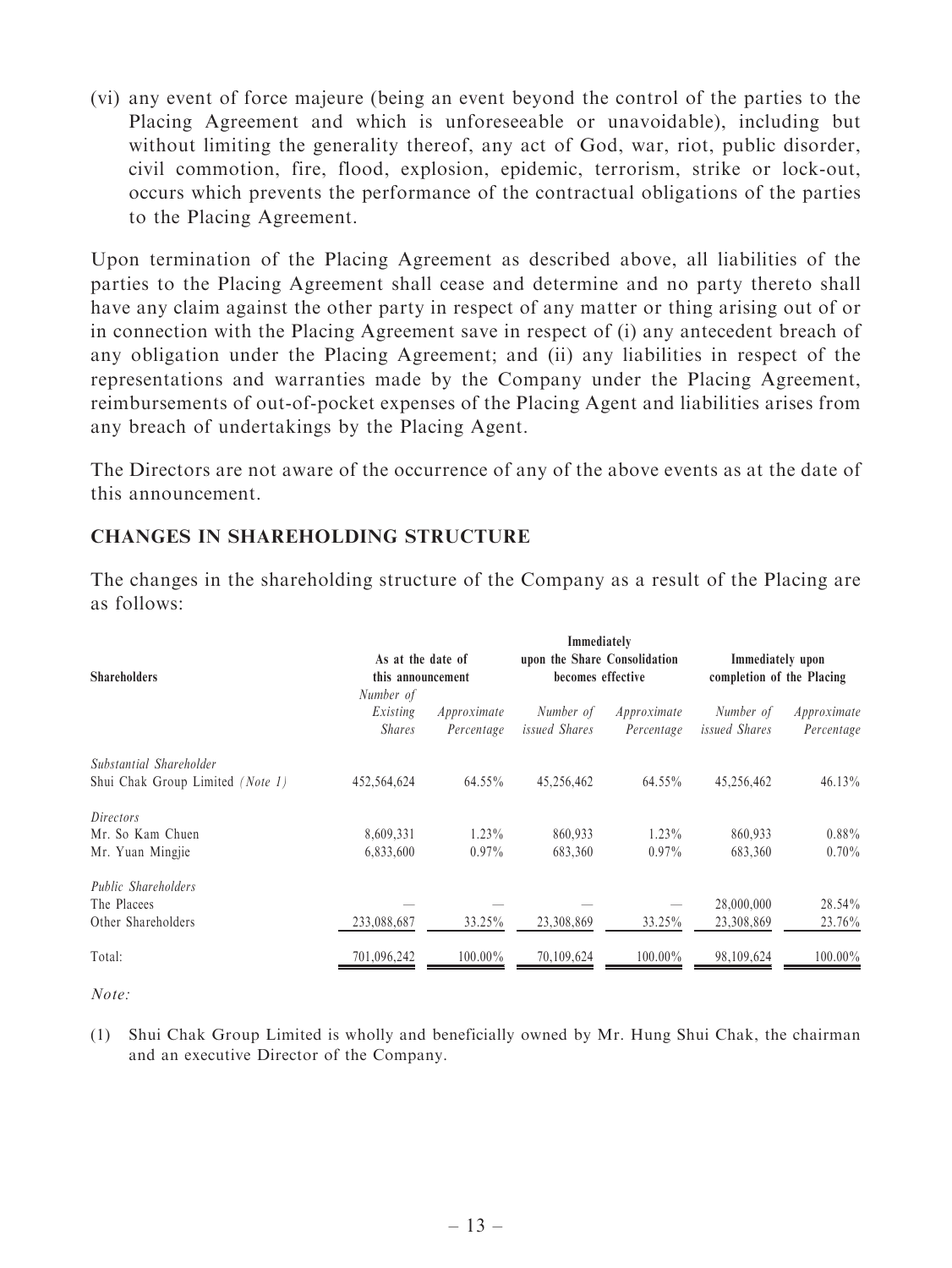(vi) any event of force majeure (being an event beyond the control of the parties to the Placing Agreement and which is unforeseeable or unavoidable), including but without limiting the generality thereof, any act of God, war, riot, public disorder, civil commotion, fire, flood, explosion, epidemic, terrorism, strike or lock-out, occurs which prevents the performance of the contractual obligations of the parties to the Placing Agreement.

Upon termination of the Placing Agreement as described above, all liabilities of the parties to the Placing Agreement shall cease and determine and no party thereto shall have any claim against the other party in respect of any matter or thing arising out of or in connection with the Placing Agreement save in respect of (i) any antecedent breach of any obligation under the Placing Agreement; and (ii) any liabilities in respect of the representations and warranties made by the Company under the Placing Agreement, reimbursements of out-of-pocket expenses of the Placing Agent and liabilities arises from any breach of undertakings by the Placing Agent.

The Directors are not aware of the occurrence of any of the above events as at the date of this announcement.

## CHANGES IN SHAREHOLDING STRUCTURE

The changes in the shareholding structure of the Company as a result of the Placing are as follows:

| **Shareholders** | **As at the date of this announcement** | | **Immediately upon the Share Consolidation becomes effective** | | **Immediately upon completion of the Placing** | |
|---|---|---|---|---|---|---|
| | *Number of Existing Shares* | *Approximate Percentage* | *Number of issued Shares* | *Approximate Percentage* | *Number of issued Shares* | *Approximate Percentage* |
| *Substantial Shareholder* | | | | | | |
| Shui Chak Group Limited *(Note 1)* | 452,564,624 | 64.55% | 45,256,462 | 64.55% | 45,256,462 | 46.13% |
| *Directors* | | | | | | |
| Mr. So Kam Chuen | 8,609,331 | 1.23% | 860,933 | 1.23% | 860,933 | 0.88% |
| Mr. Yuan Mingjie | 6,833,600 | 0.97% | 683,360 | 0.97% | 683,360 | 0.70% |
| *Public Shareholders* | | | | | | |
| The Placees | — | — | — | — | 28,000,000 | 28.54% |
| Other Shareholders | 233,088,687 | 33.25% | 23,308,869 | 33.25% | 23,308,869 | 23.76% |
| Total: | 701,096,242 | 100.00% | 70,109,624 | 100.00% | 98,109,624 | 100.00% |

*Note:*

(1) Shui Chak Group Limited is wholly and beneficially owned by Mr. Hung Shui Chak, the chairman and an executive Director of the Company.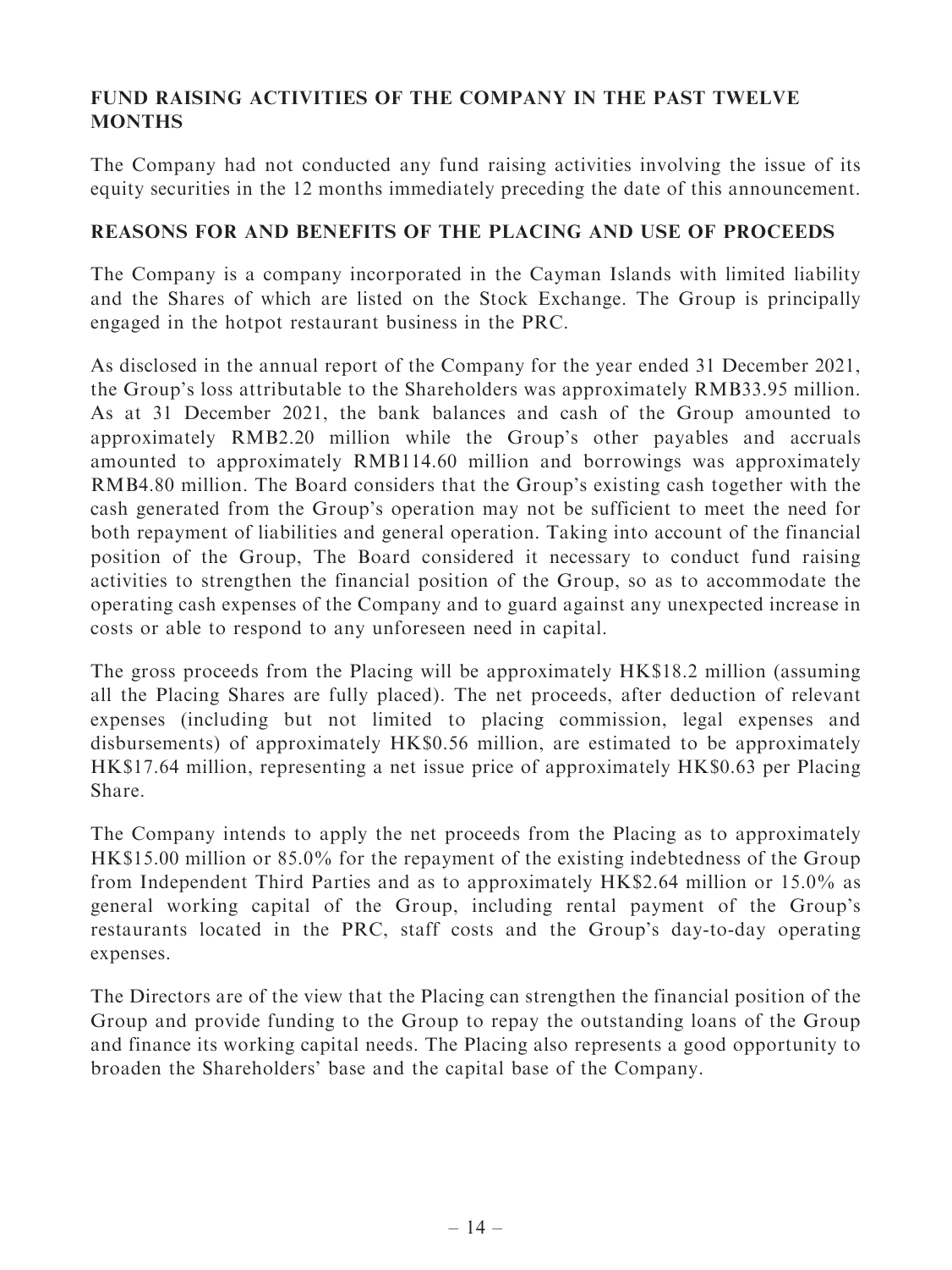## FUND RAISING ACTIVITIES OF THE COMPANY IN THE PAST TWELVE MONTHS

The Company had not conducted any fund raising activities involving the issue of its equity securities in the 12 months immediately preceding the date of this announcement.

## REASONS FOR AND BENEFITS OF THE PLACING AND USE OF PROCEEDS

The Company is a company incorporated in the Cayman Islands with limited liability and the Shares of which are listed on the Stock Exchange. The Group is principally engaged in the hotpot restaurant business in the PRC.

As disclosed in the annual report of the Company for the year ended 31 December 2021, the Group's loss attributable to the Shareholders was approximately RMB33.95 million. As at 31 December 2021, the bank balances and cash of the Group amounted to approximately RMB2.20 million while the Group's other payables and accruals amounted to approximately RMB114.60 million and borrowings was approximately RMB4.80 million. The Board considers that the Group's existing cash together with the cash generated from the Group's operation may not be sufficient to meet the need for both repayment of liabilities and general operation. Taking into account of the financial position of the Group, The Board considered it necessary to conduct fund raising activities to strengthen the financial position of the Group, so as to accommodate the operating cash expenses of the Company and to guard against any unexpected increase in costs or able to respond to any unforeseen need in capital.

The gross proceeds from the Placing will be approximately HK$18.2 million (assuming all the Placing Shares are fully placed). The net proceeds, after deduction of relevant expenses (including but not limited to placing commission, legal expenses and disbursements) of approximately HK$0.56 million, are estimated to be approximately HK$17.64 million, representing a net issue price of approximately HK$0.63 per Placing Share.

The Company intends to apply the net proceeds from the Placing as to approximately HK$15.00 million or 85.0% for the repayment of the existing indebtedness of the Group from Independent Third Parties and as to approximately HK$2.64 million or 15.0% as general working capital of the Group, including rental payment of the Group's restaurants located in the PRC, staff costs and the Group's day-to-day operating expenses.

The Directors are of the view that the Placing can strengthen the financial position of the Group and provide funding to the Group to repay the outstanding loans of the Group and finance its working capital needs. The Placing also represents a good opportunity to broaden the Shareholders' base and the capital base of the Company.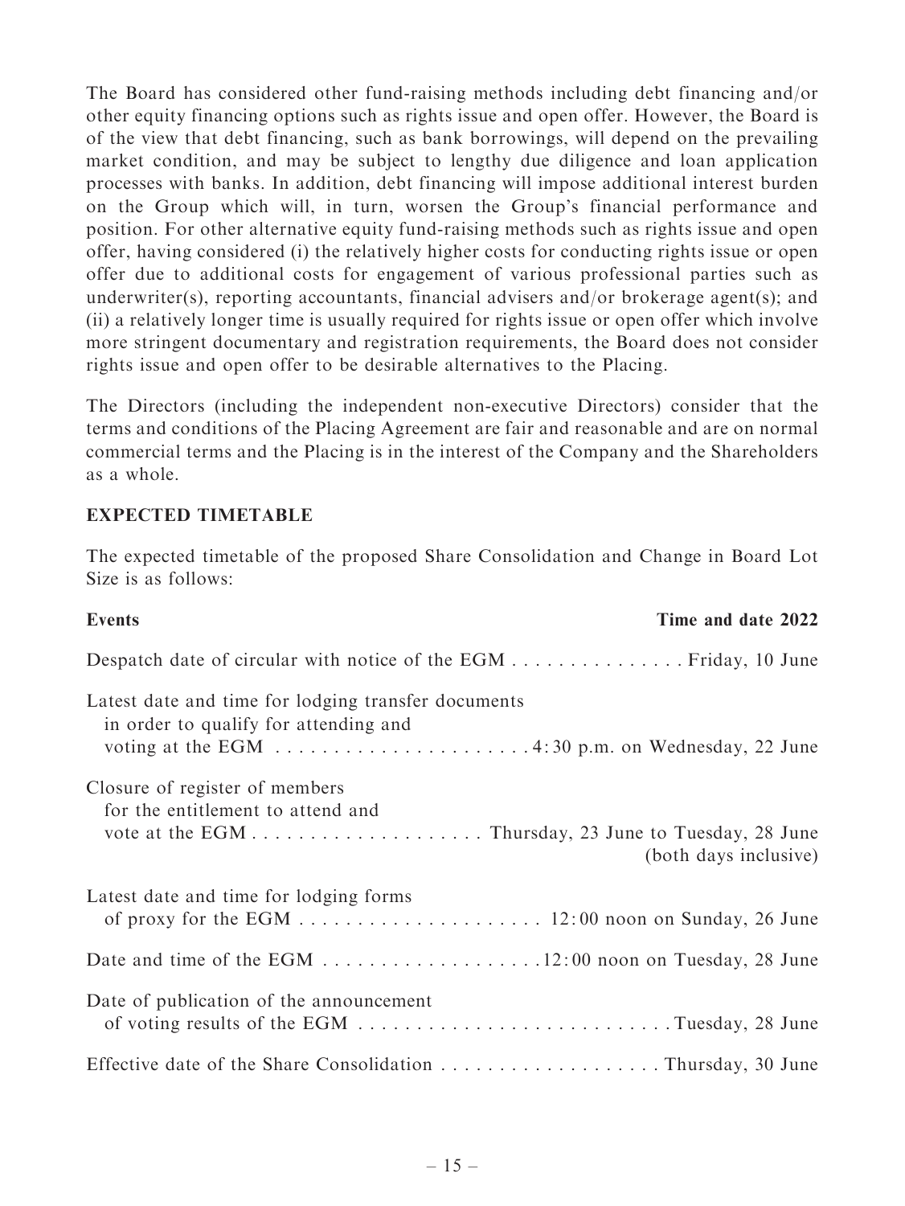The Board has considered other fund-raising methods including debt financing and/or other equity financing options such as rights issue and open offer. However, the Board is of the view that debt financing, such as bank borrowings, will depend on the prevailing market condition, and may be subject to lengthy due diligence and loan application processes with banks. In addition, debt financing will impose additional interest burden on the Group which will, in turn, worsen the Group's financial performance and position. For other alternative equity fund-raising methods such as rights issue and open offer, having considered (i) the relatively higher costs for conducting rights issue or open offer due to additional costs for engagement of various professional parties such as underwriter(s), reporting accountants, financial advisers and/or brokerage agent(s); and (ii) a relatively longer time is usually required for rights issue or open offer which involve more stringent documentary and registration requirements, the Board does not consider rights issue and open offer to be desirable alternatives to the Placing.

The Directors (including the independent non-executive Directors) consider that the terms and conditions of the Placing Agreement are fair and reasonable and are on normal commercial terms and the Placing is in the interest of the Company and the Shareholders as a whole.

## EXPECTED TIMETABLE

The expected timetable of the proposed Share Consolidation and Change in Board Lot Size is as follows:

| Events | Time and date 2022 |
|---|---|
| Despatch date of circular with notice of the EGM | Friday, 10 June |
| Latest date and time for lodging transfer documents in order to qualify for attending and voting at the EGM | 4:30 p.m. on Wednesday, 22 June |
| Closure of register of members for the entitlement to attend and vote at the EGM | Thursday, 23 June to Tuesday, 28 June (both days inclusive) |
| Latest date and time for lodging forms of proxy for the EGM | 12:00 noon on Sunday, 26 June |
| Date and time of the EGM | 12:00 noon on Tuesday, 28 June |
| Date of publication of the announcement of voting results of the EGM | Tuesday, 28 June |
| Effective date of the Share Consolidation | Thursday, 30 June |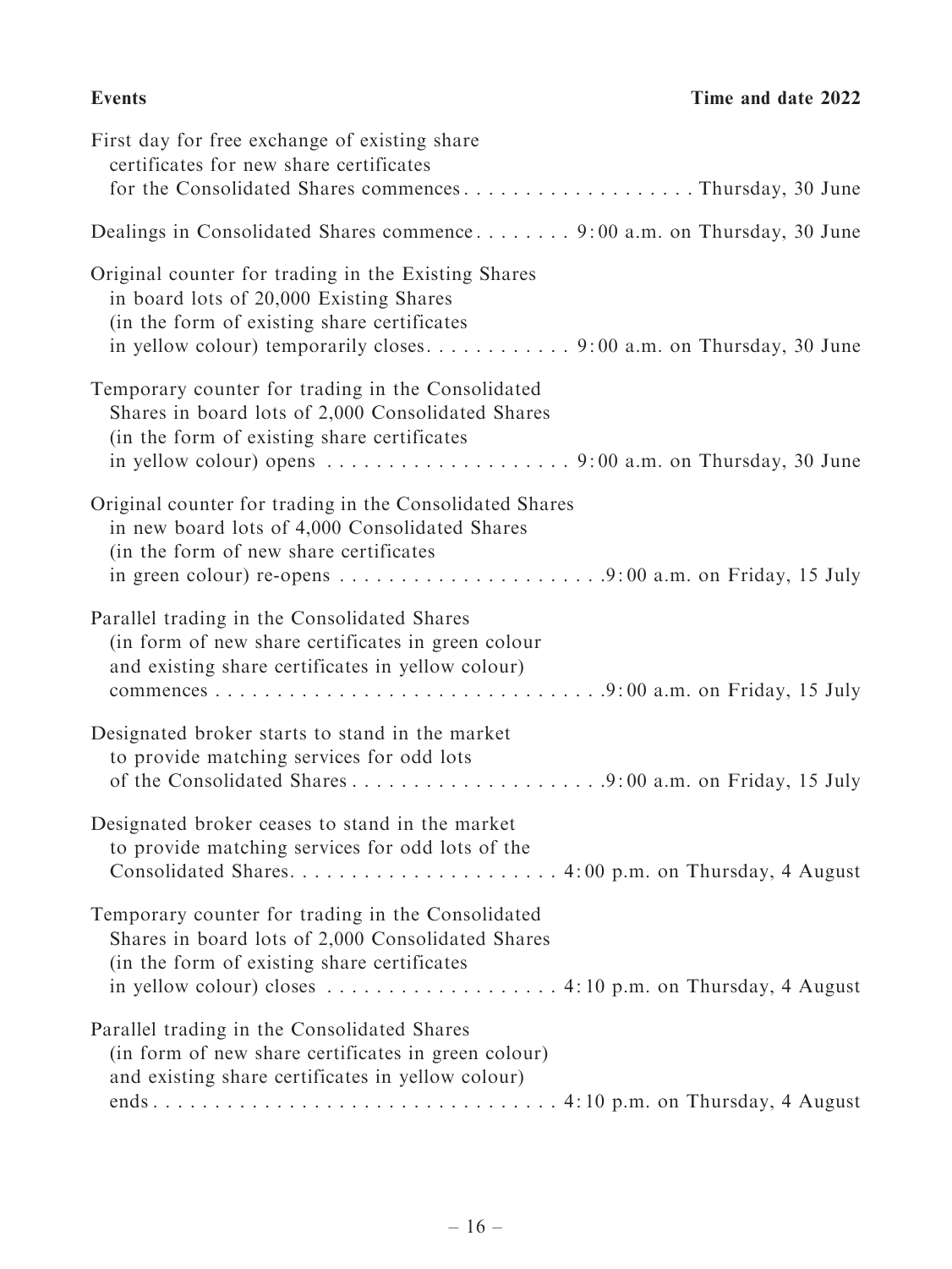| Events | Time and date 2022 |
| --- | --- |
| First day for free exchange of existing share certificates for new share certificates for the Consolidated Shares commences | Thursday, 30 June |
| Dealings in Consolidated Shares commence | 9:00 a.m. on Thursday, 30 June |
| Original counter for trading in the Existing Shares in board lots of 20,000 Existing Shares (in the form of existing share certificates in yellow colour) temporarily closes | 9:00 a.m. on Thursday, 30 June |
| Temporary counter for trading in the Consolidated Shares in board lots of 2,000 Consolidated Shares (in the form of existing share certificates in yellow colour) opens | 9:00 a.m. on Thursday, 30 June |
| Original counter for trading in the Consolidated Shares in new board lots of 4,000 Consolidated Shares (in the form of new share certificates in green colour) re-opens | 9:00 a.m. on Friday, 15 July |
| Parallel trading in the Consolidated Shares (in form of new share certificates in green colour and existing share certificates in yellow colour) commences | 9:00 a.m. on Friday, 15 July |
| Designated broker starts to stand in the market to provide matching services for odd lots of the Consolidated Shares | 9:00 a.m. on Friday, 15 July |
| Designated broker ceases to stand in the market to provide matching services for odd lots of the Consolidated Shares | 4:00 p.m. on Thursday, 4 August |
| Temporary counter for trading in the Consolidated Shares in board lots of 2,000 Consolidated Shares (in the form of existing share certificates in yellow colour) closes | 4:10 p.m. on Thursday, 4 August |
| Parallel trading in the Consolidated Shares (in form of new share certificates in green colour) and existing share certificates in yellow colour) ends | 4:10 p.m. on Thursday, 4 August |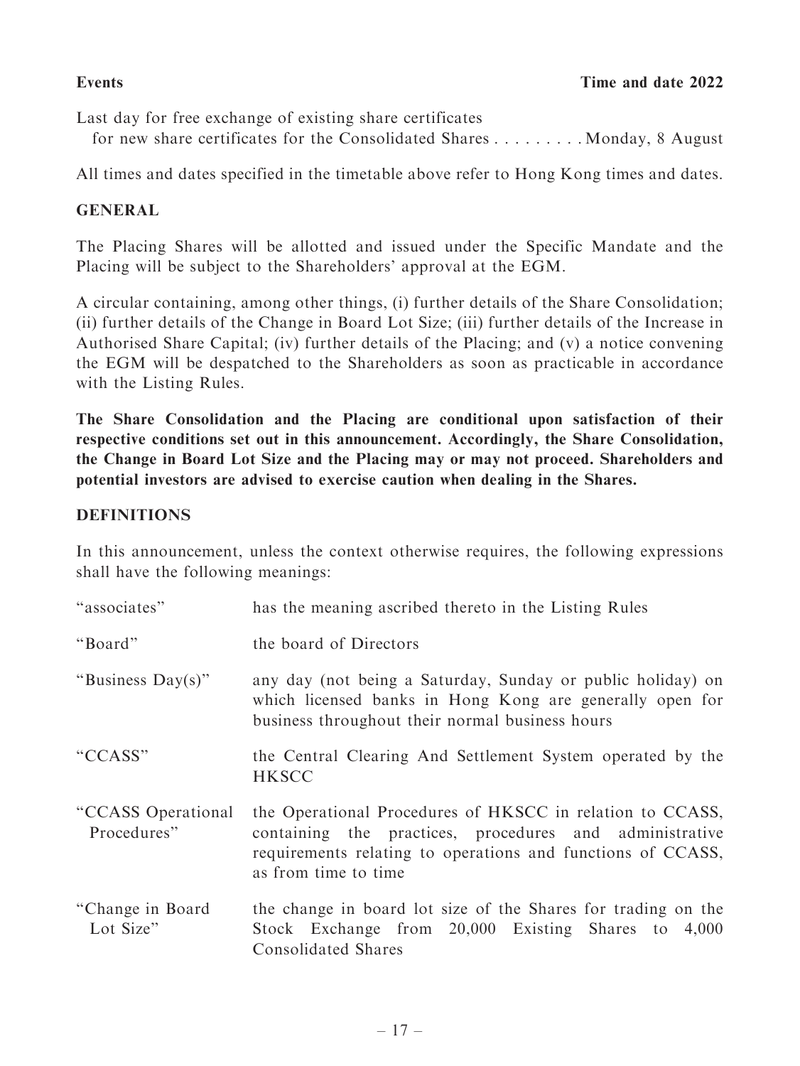| Events | Time and date 2022 |
|---|---|
| Last day for free exchange of existing share certificates for new share certificates for the Consolidated Shares | Monday, 8 August |

All times and dates specified in the timetable above refer to Hong Kong times and dates.

## GENERAL

The Placing Shares will be allotted and issued under the Specific Mandate and the Placing will be subject to the Shareholders' approval at the EGM.

A circular containing, among other things, (i) further details of the Share Consolidation; (ii) further details of the Change in Board Lot Size; (iii) further details of the Increase in Authorised Share Capital; (iv) further details of the Placing; and (v) a notice convening the EGM will be despatched to the Shareholders as soon as practicable in accordance with the Listing Rules.

**The Share Consolidation and the Placing are conditional upon satisfaction of their respective conditions set out in this announcement. Accordingly, the Share Consolidation, the Change in Board Lot Size and the Placing may or may not proceed. Shareholders and potential investors are advised to exercise caution when dealing in the Shares.**

## DEFINITIONS

In this announcement, unless the context otherwise requires, the following expressions shall have the following meanings:

| | |
|---|---|
| "associates" | has the meaning ascribed thereto in the Listing Rules |
| "Board" | the board of Directors |
| "Business Day(s)" | any day (not being a Saturday, Sunday or public holiday) on which licensed banks in Hong Kong are generally open for business throughout their normal business hours |
| "CCASS" | the Central Clearing And Settlement System operated by the HKSCC |
| "CCASS Operational Procedures" | the Operational Procedures of HKSCC in relation to CCASS, containing the practices, procedures and administrative requirements relating to operations and functions of CCASS, as from time to time |
| "Change in Board Lot Size" | the change in board lot size of the Shares for trading on the Stock Exchange from 20,000 Existing Shares to 4,000 Consolidated Shares |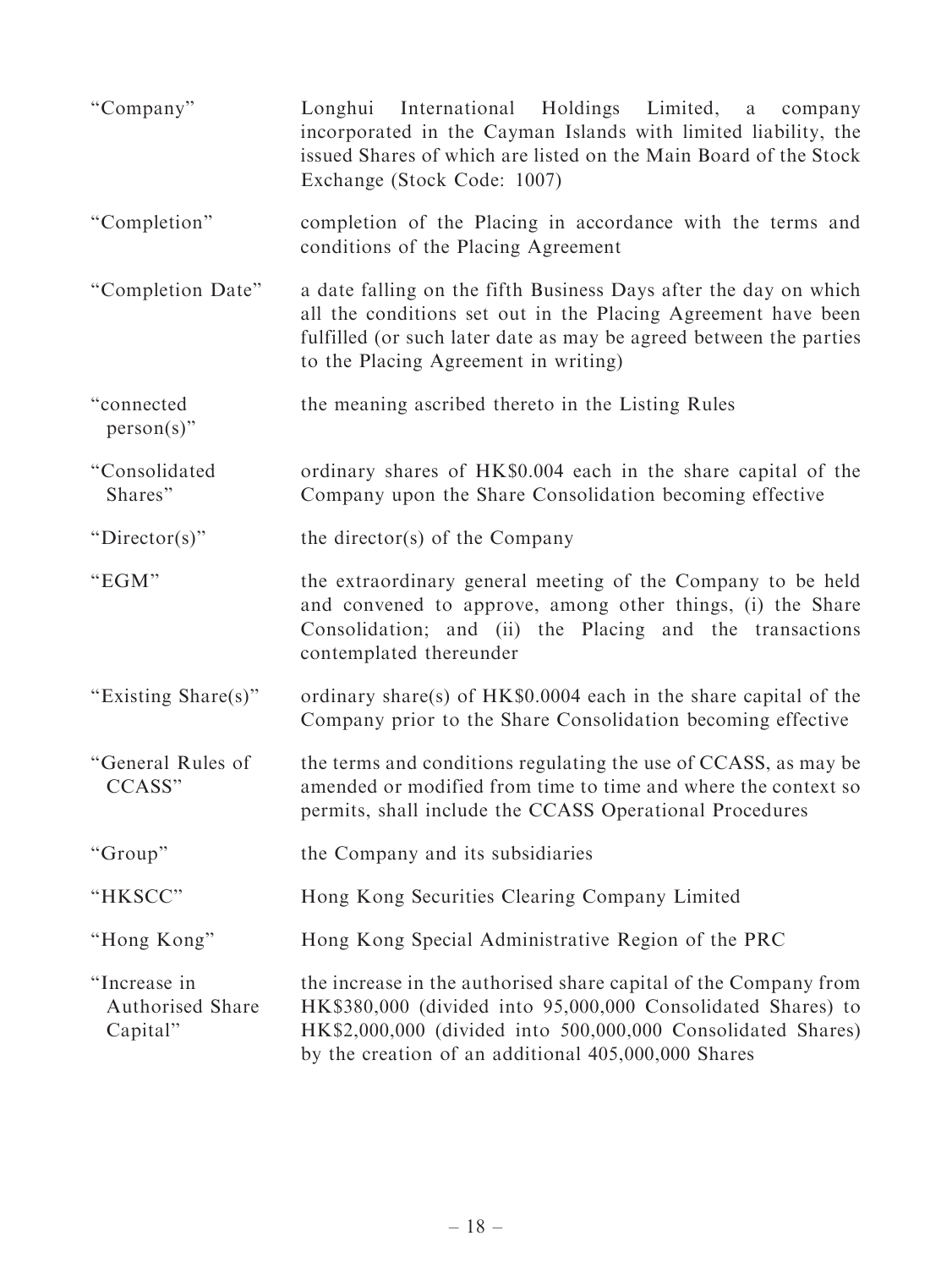| | |
|---|---|
| "Company" | Longhui International Holdings Limited, a company incorporated in the Cayman Islands with limited liability, the issued Shares of which are listed on the Main Board of the Stock Exchange (Stock Code: 1007) |
| "Completion" | completion of the Placing in accordance with the terms and conditions of the Placing Agreement |
| "Completion Date" | a date falling on the fifth Business Days after the day on which all the conditions set out in the Placing Agreement have been fulfilled (or such later date as may be agreed between the parties to the Placing Agreement in writing) |
| "connected person(s)" | the meaning ascribed thereto in the Listing Rules |
| "Consolidated Shares" | ordinary shares of HK$0.004 each in the share capital of the Company upon the Share Consolidation becoming effective |
| "Director(s)" | the director(s) of the Company |
| "EGM" | the extraordinary general meeting of the Company to be held and convened to approve, among other things, (i) the Share Consolidation; and (ii) the Placing and the transactions contemplated thereunder |
| "Existing Share(s)" | ordinary share(s) of HK$0.0004 each in the share capital of the Company prior to the Share Consolidation becoming effective |
| "General Rules of CCASS" | the terms and conditions regulating the use of CCASS, as may be amended or modified from time to time and where the context so permits, shall include the CCASS Operational Procedures |
| "Group" | the Company and its subsidiaries |
| "HKSCC" | Hong Kong Securities Clearing Company Limited |
| "Hong Kong" | Hong Kong Special Administrative Region of the PRC |
| "Increase in Authorised Share Capital" | the increase in the authorised share capital of the Company from HK$380,000 (divided into 95,000,000 Consolidated Shares) to HK$2,000,000 (divided into 500,000,000 Consolidated Shares) by the creation of an additional 405,000,000 Shares |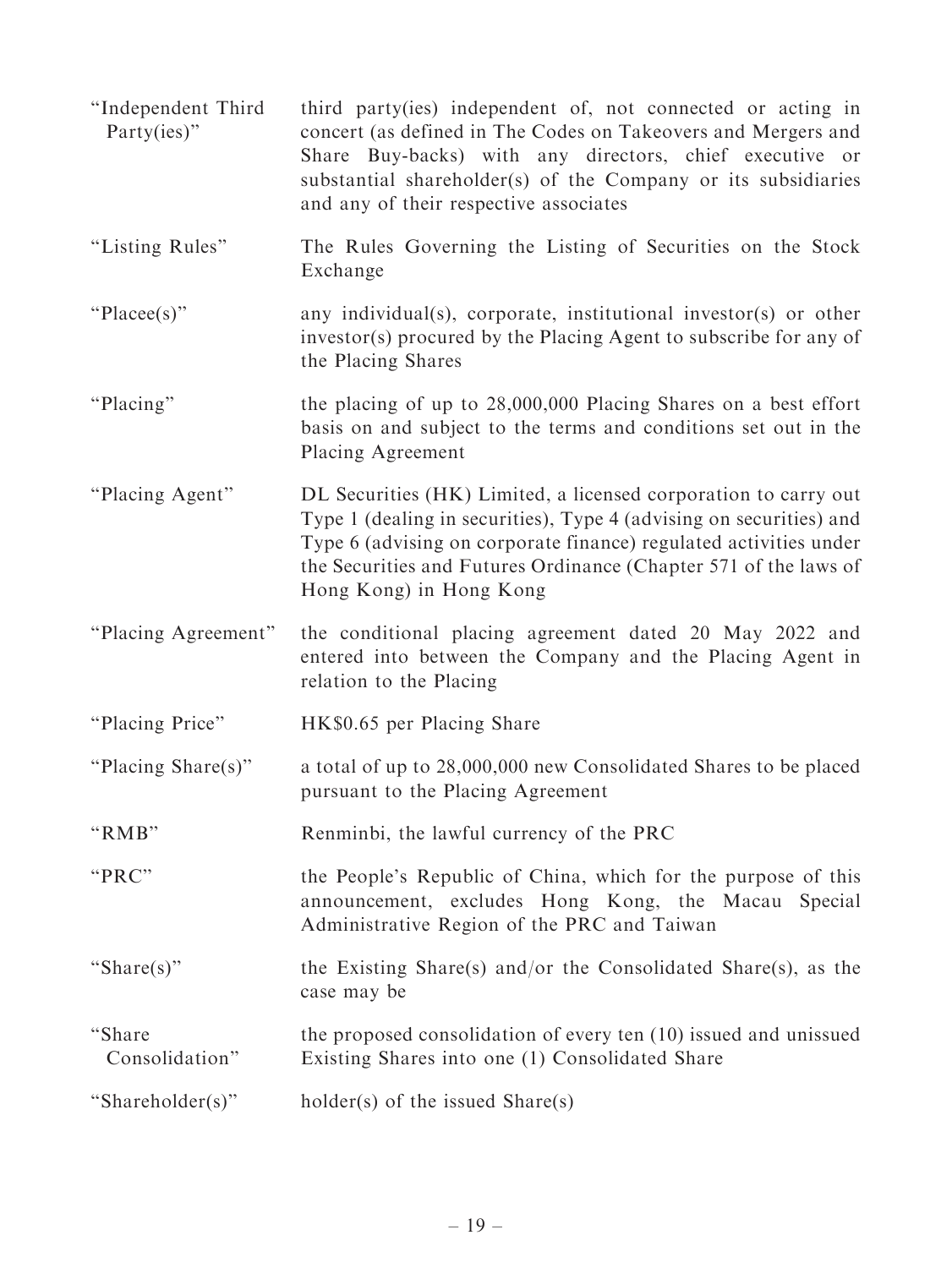| | |
|---|---|
| "Independent Third Party(ies)" | third party(ies) independent of, not connected or acting in concert (as defined in The Codes on Takeovers and Mergers and Share Buy-backs) with any directors, chief executive or substantial shareholder(s) of the Company or its subsidiaries and any of their respective associates |
| "Listing Rules" | The Rules Governing the Listing of Securities on the Stock Exchange |
| "Placee(s)" | any individual(s), corporate, institutional investor(s) or other investor(s) procured by the Placing Agent to subscribe for any of the Placing Shares |
| "Placing" | the placing of up to 28,000,000 Placing Shares on a best effort basis on and subject to the terms and conditions set out in the Placing Agreement |
| "Placing Agent" | DL Securities (HK) Limited, a licensed corporation to carry out Type 1 (dealing in securities), Type 4 (advising on securities) and Type 6 (advising on corporate finance) regulated activities under the Securities and Futures Ordinance (Chapter 571 of the laws of Hong Kong) in Hong Kong |
| "Placing Agreement" | the conditional placing agreement dated 20 May 2022 and entered into between the Company and the Placing Agent in relation to the Placing |
| "Placing Price" | HK$0.65 per Placing Share |
| "Placing Share(s)" | a total of up to 28,000,000 new Consolidated Shares to be placed pursuant to the Placing Agreement |
| "RMB" | Renminbi, the lawful currency of the PRC |
| "PRC" | the People's Republic of China, which for the purpose of this announcement, excludes Hong Kong, the Macau Special Administrative Region of the PRC and Taiwan |
| "Share(s)" | the Existing Share(s) and/or the Consolidated Share(s), as the case may be |
| "Share Consolidation" | the proposed consolidation of every ten (10) issued and unissued Existing Shares into one (1) Consolidated Share |
| "Shareholder(s)" | holder(s) of the issued Share(s) |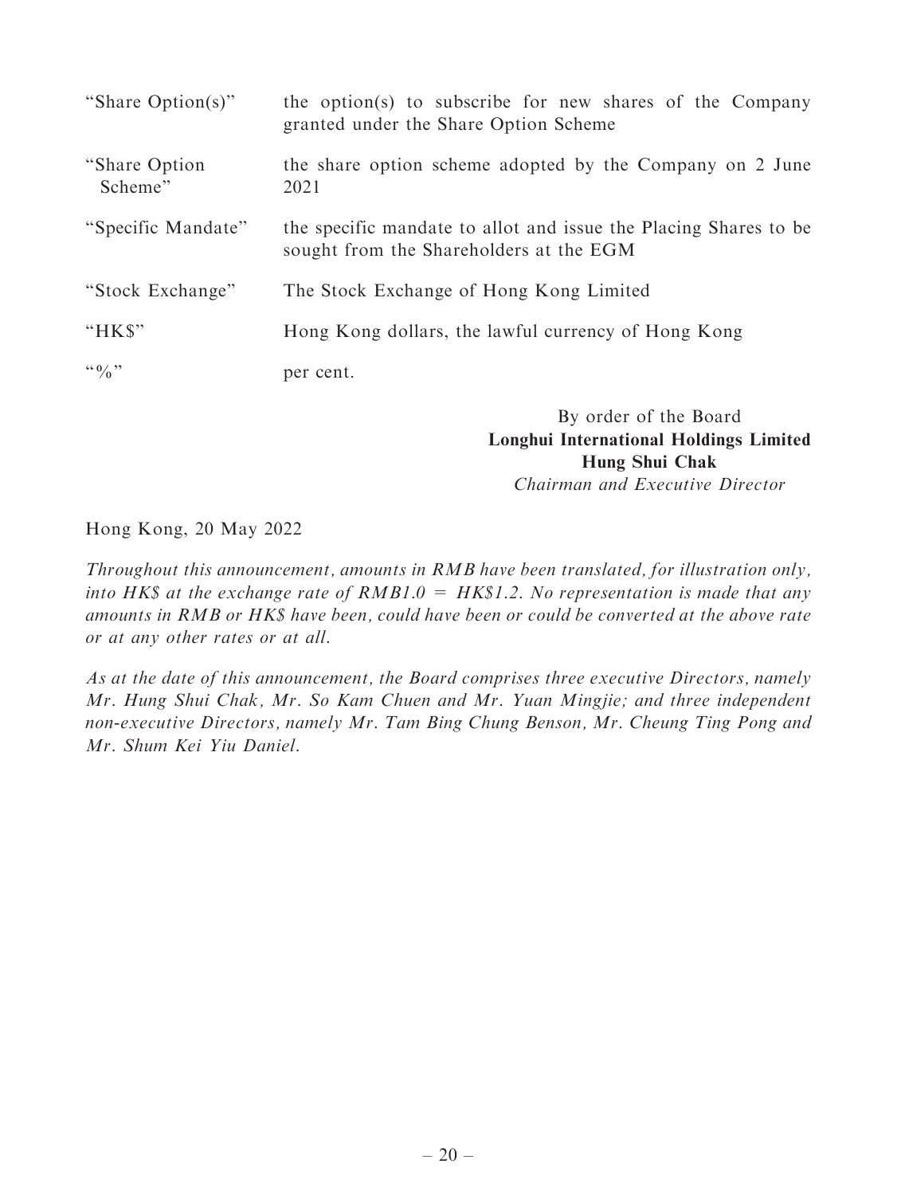| | |
|---|---|
| "Share Option(s)" | the option(s) to subscribe for new shares of the Company granted under the Share Option Scheme |
| "Share Option Scheme" | the share option scheme adopted by the Company on 2 June 2021 |
| "Specific Mandate" | the specific mandate to allot and issue the Placing Shares to be sought from the Shareholders at the EGM |
| "Stock Exchange" | The Stock Exchange of Hong Kong Limited |
| "HK$" | Hong Kong dollars, the lawful currency of Hong Kong |
| "%" | per cent. |

By order of the Board
**Longhui International Holdings Limited**
**Hung Shui Chak**
*Chairman and Executive Director*

Hong Kong, 20 May 2022

*Throughout this announcement, amounts in RMB have been translated, for illustration only, into HK$ at the exchange rate of RMB1.0 = HK$1.2. No representation is made that any amounts in RMB or HK$ have been, could have been or could be converted at the above rate or at any other rates or at all.*

*As at the date of this announcement, the Board comprises three executive Directors, namely Mr. Hung Shui Chak, Mr. So Kam Chuen and Mr. Yuan Mingjie; and three independent non-executive Directors, namely Mr. Tam Bing Chung Benson, Mr. Cheung Ting Pong and Mr. Shum Kei Yiu Daniel.*